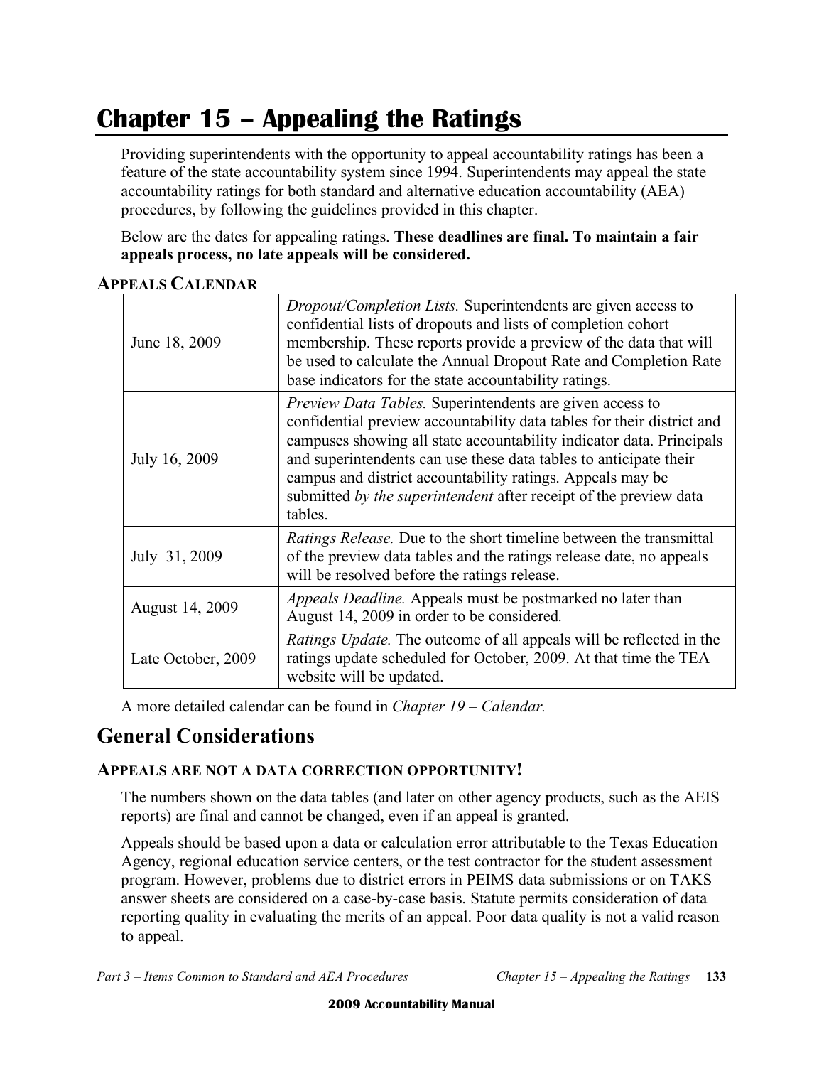# Chapter 15 – Appealing the Ratings

Providing superintendents with the opportunity to appeal accountability ratings has been a feature of the state accountability system since 1994. Superintendents may appeal the state accountability ratings for both standard and alternative education accountability (AEA) procedures, by following the guidelines provided in this chapter.

Below are the dates for appealing ratings. **These deadlines are final. To maintain a fair appeals process, no late appeals will be considered.**

### APPEALS CALENDAR

| | |
|---|---|
| June 18, 2009 | *Dropout/Completion Lists.* Superintendents are given access to confidential lists of dropouts and lists of completion cohort membership. These reports provide a preview of the data that will be used to calculate the Annual Dropout Rate and Completion Rate base indicators for the state accountability ratings. |
| July 16, 2009 | *Preview Data Tables.* Superintendents are given access to confidential preview accountability data tables for their district and campuses showing all state accountability indicator data. Principals and superintendents can use these data tables to anticipate their campus and district accountability ratings. Appeals may be submitted *by the superintendent* after receipt of the preview data tables. |
| July 31, 2009 | *Ratings Release.* Due to the short timeline between the transmittal of the preview data tables and the ratings release date, no appeals will be resolved before the ratings release. |
| August 14, 2009 | *Appeals Deadline.* Appeals must be postmarked no later than August 14, 2009 in order to be considered. |
| Late October, 2009 | *Ratings Update.* The outcome of all appeals will be reflected in the ratings update scheduled for October, 2009. At that time the TEA website will be updated. |

A more detailed calendar can be found in *Chapter 19 – Calendar.*

## General Considerations

### APPEALS ARE NOT A DATA CORRECTION OPPORTUNITY!

The numbers shown on the data tables (and later on other agency products, such as the AEIS reports) are final and cannot be changed, even if an appeal is granted.

Appeals should be based upon a data or calculation error attributable to the Texas Education Agency, regional education service centers, or the test contractor for the student assessment program. However, problems due to district errors in PEIMS data submissions or on TAKS answer sheets are considered on a case-by-case basis. Statute permits consideration of data reporting quality in evaluating the merits of an appeal. Poor data quality is not a valid reason to appeal.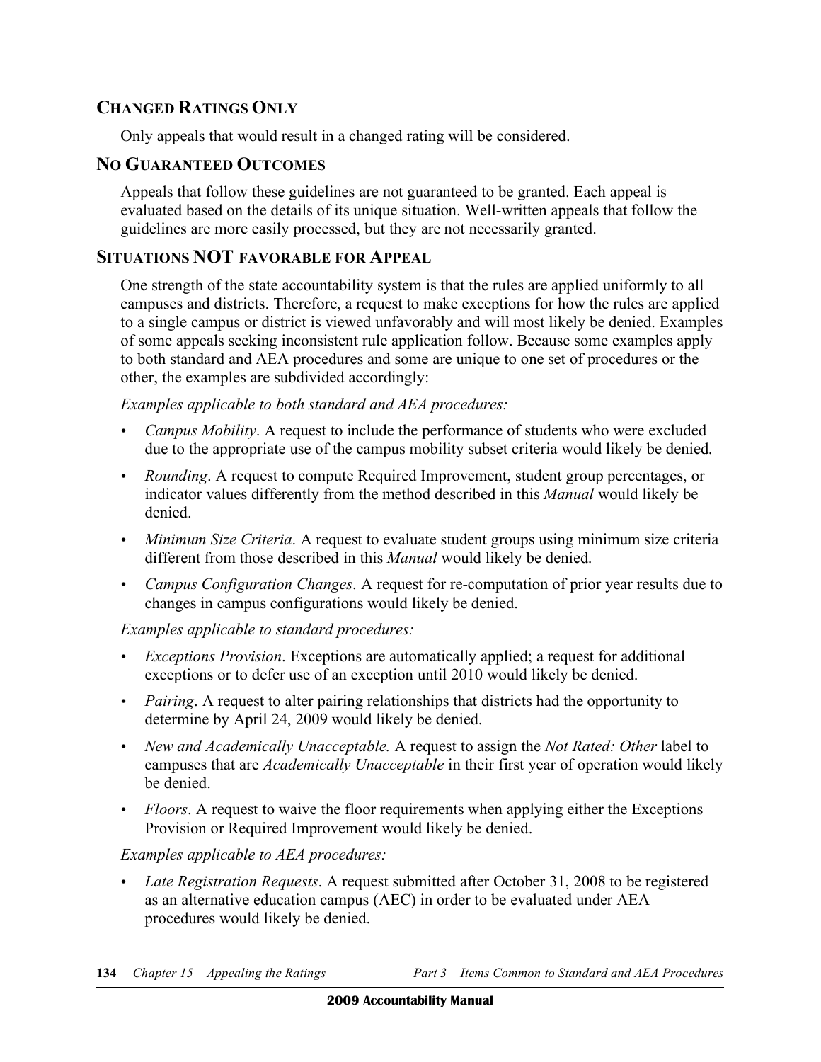## CHANGED RATINGS ONLY

Only appeals that would result in a changed rating will be considered.

## NO GUARANTEED OUTCOMES

Appeals that follow these guidelines are not guaranteed to be granted. Each appeal is evaluated based on the details of its unique situation. Well-written appeals that follow the guidelines are more easily processed, but they are not necessarily granted.

## SITUATIONS NOT FAVORABLE FOR APPEAL

One strength of the state accountability system is that the rules are applied uniformly to all campuses and districts. Therefore, a request to make exceptions for how the rules are applied to a single campus or district is viewed unfavorably and will most likely be denied. Examples of some appeals seeking inconsistent rule application follow. Because some examples apply to both standard and AEA procedures and some are unique to one set of procedures or the other, the examples are subdivided accordingly:

*Examples applicable to both standard and AEA procedures:*

- *Campus Mobility*. A request to include the performance of students who were excluded due to the appropriate use of the campus mobility subset criteria would likely be denied.
- *Rounding*. A request to compute Required Improvement, student group percentages, or indicator values differently from the method described in this *Manual* would likely be denied.
- *Minimum Size Criteria*. A request to evaluate student groups using minimum size criteria different from those described in this *Manual* would likely be denied.
- *Campus Configuration Changes*. A request for re-computation of prior year results due to changes in campus configurations would likely be denied.

*Examples applicable to standard procedures:*

- *Exceptions Provision*. Exceptions are automatically applied; a request for additional exceptions or to defer use of an exception until 2010 would likely be denied.
- *Pairing*. A request to alter pairing relationships that districts had the opportunity to determine by April 24, 2009 would likely be denied.
- *New and Academically Unacceptable.* A request to assign the *Not Rated: Other* label to campuses that are *Academically Unacceptable* in their first year of operation would likely be denied.
- *Floors*. A request to waive the floor requirements when applying either the Exceptions Provision or Required Improvement would likely be denied.

*Examples applicable to AEA procedures:*

- *Late Registration Requests*. A request submitted after October 31, 2008 to be registered as an alternative education campus (AEC) in order to be evaluated under AEA procedures would likely be denied.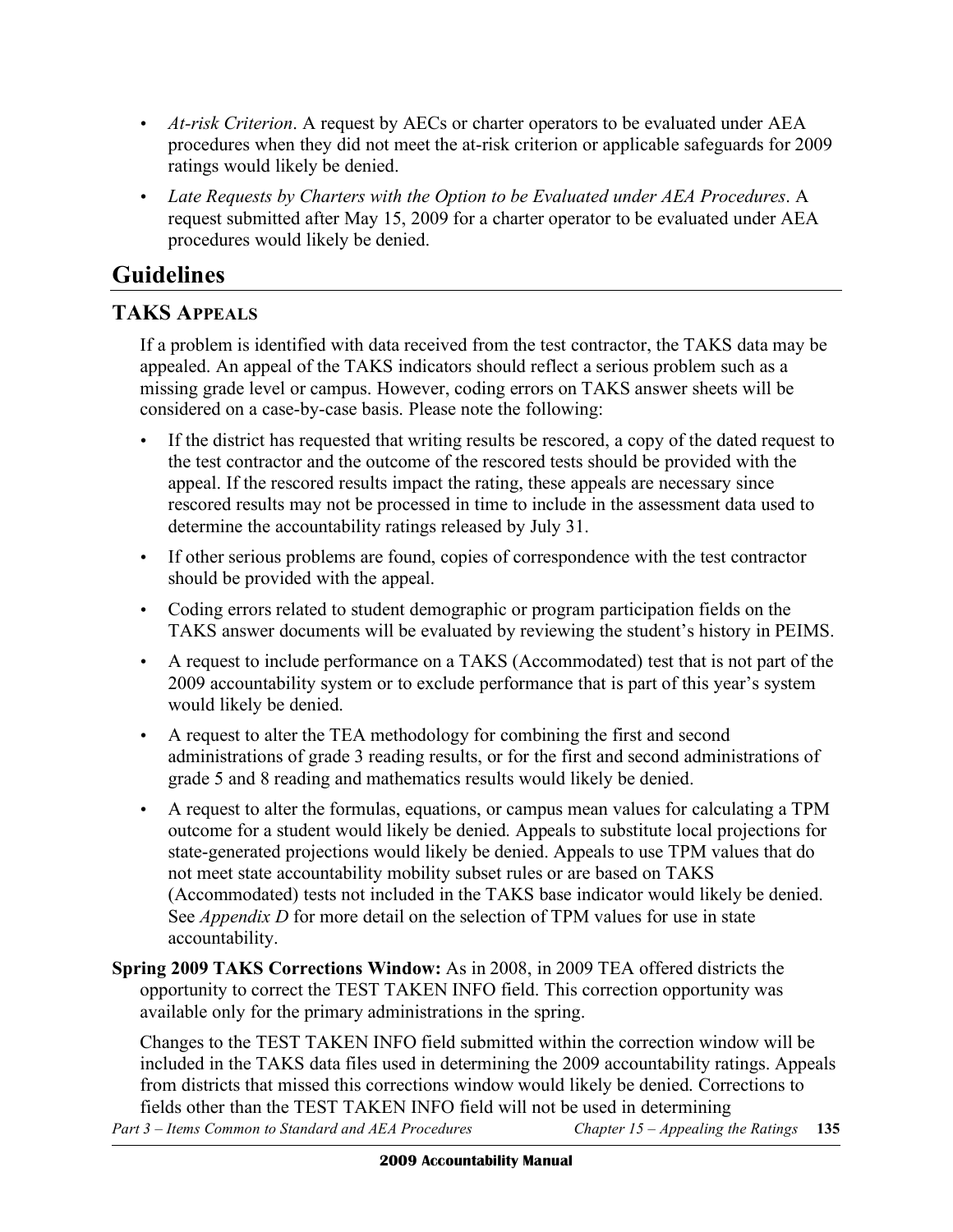- *At-risk Criterion*. A request by AECs or charter operators to be evaluated under AEA procedures when they did not meet the at-risk criterion or applicable safeguards for 2009 ratings would likely be denied.
- *Late Requests by Charters with the Option to be Evaluated under AEA Procedures*. A request submitted after May 15, 2009 for a charter operator to be evaluated under AEA procedures would likely be denied.

## Guidelines

### TAKS Appeals

If a problem is identified with data received from the test contractor, the TAKS data may be appealed. An appeal of the TAKS indicators should reflect a serious problem such as a missing grade level or campus. However, coding errors on TAKS answer sheets will be considered on a case-by-case basis. Please note the following:

- If the district has requested that writing results be rescored, a copy of the dated request to the test contractor and the outcome of the rescored tests should be provided with the appeal. If the rescored results impact the rating, these appeals are necessary since rescored results may not be processed in time to include in the assessment data used to determine the accountability ratings released by July 31.
- If other serious problems are found, copies of correspondence with the test contractor should be provided with the appeal.
- Coding errors related to student demographic or program participation fields on the TAKS answer documents will be evaluated by reviewing the student's history in PEIMS.
- A request to include performance on a TAKS (Accommodated) test that is not part of the 2009 accountability system or to exclude performance that is part of this year's system would likely be denied.
- A request to alter the TEA methodology for combining the first and second administrations of grade 3 reading results, or for the first and second administrations of grade 5 and 8 reading and mathematics results would likely be denied.
- A request to alter the formulas, equations, or campus mean values for calculating a TPM outcome for a student would likely be denied. Appeals to substitute local projections for state-generated projections would likely be denied. Appeals to use TPM values that do not meet state accountability mobility subset rules or are based on TAKS (Accommodated) tests not included in the TAKS base indicator would likely be denied. See *Appendix D* for more detail on the selection of TPM values for use in state accountability.

**Spring 2009 TAKS Corrections Window:** As in 2008, in 2009 TEA offered districts the opportunity to correct the TEST TAKEN INFO field. This correction opportunity was available only for the primary administrations in the spring.

Changes to the TEST TAKEN INFO field submitted within the correction window will be included in the TAKS data files used in determining the 2009 accountability ratings. Appeals from districts that missed this corrections window would likely be denied. Corrections to fields other than the TEST TAKEN INFO field will not be used in determining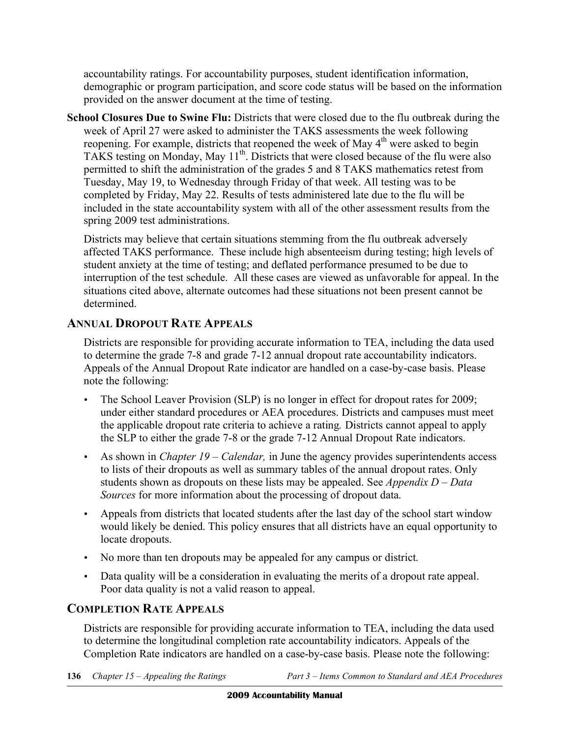accountability ratings. For accountability purposes, student identification information, demographic or program participation, and score code status will be based on the information provided on the answer document at the time of testing.

**School Closures Due to Swine Flu:** Districts that were closed due to the flu outbreak during the week of April 27 were asked to administer the TAKS assessments the week following reopening. For example, districts that reopened the week of May 4th were asked to begin TAKS testing on Monday, May 11th. Districts that were closed because of the flu were also permitted to shift the administration of the grades 5 and 8 TAKS mathematics retest from Tuesday, May 19, to Wednesday through Friday of that week. All testing was to be completed by Friday, May 22. Results of tests administered late due to the flu will be included in the state accountability system with all of the other assessment results from the spring 2009 test administrations.

Districts may believe that certain situations stemming from the flu outbreak adversely affected TAKS performance. These include high absenteeism during testing; high levels of student anxiety at the time of testing; and deflated performance presumed to be due to interruption of the test schedule. All these cases are viewed as unfavorable for appeal. In the situations cited above, alternate outcomes had these situations not been present cannot be determined.

## Annual Dropout Rate Appeals

Districts are responsible for providing accurate information to TEA, including the data used to determine the grade 7-8 and grade 7-12 annual dropout rate accountability indicators. Appeals of the Annual Dropout Rate indicator are handled on a case-by-case basis. Please note the following:

- The School Leaver Provision (SLP) is no longer in effect for dropout rates for 2009; under either standard procedures or AEA procedures. Districts and campuses must meet the applicable dropout rate criteria to achieve a rating. Districts cannot appeal to apply the SLP to either the grade 7-8 or the grade 7-12 Annual Dropout Rate indicators.
- As shown in *Chapter 19 – Calendar,* in June the agency provides superintendents access to lists of their dropouts as well as summary tables of the annual dropout rates. Only students shown as dropouts on these lists may be appealed. See *Appendix D – Data Sources* for more information about the processing of dropout data.
- Appeals from districts that located students after the last day of the school start window would likely be denied. This policy ensures that all districts have an equal opportunity to locate dropouts.
- No more than ten dropouts may be appealed for any campus or district.
- Data quality will be a consideration in evaluating the merits of a dropout rate appeal. Poor data quality is not a valid reason to appeal.

## Completion Rate Appeals

Districts are responsible for providing accurate information to TEA, including the data used to determine the longitudinal completion rate accountability indicators. Appeals of the Completion Rate indicators are handled on a case-by-case basis. Please note the following: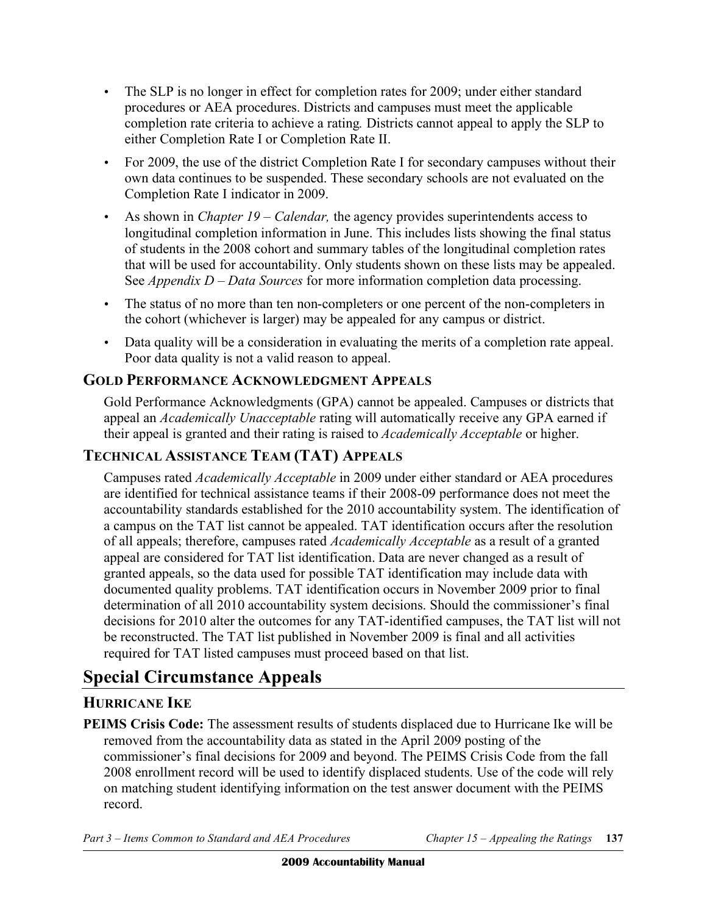- The SLP is no longer in effect for completion rates for 2009; under either standard procedures or AEA procedures. Districts and campuses must meet the applicable completion rate criteria to achieve a rating. Districts cannot appeal to apply the SLP to either Completion Rate I or Completion Rate II.
- For 2009, the use of the district Completion Rate I for secondary campuses without their own data continues to be suspended. These secondary schools are not evaluated on the Completion Rate I indicator in 2009.
- As shown in *Chapter 19 – Calendar,* the agency provides superintendents access to longitudinal completion information in June. This includes lists showing the final status of students in the 2008 cohort and summary tables of the longitudinal completion rates that will be used for accountability. Only students shown on these lists may be appealed. See *Appendix D – Data Sources* for more information completion data processing.
- The status of no more than ten non-completers or one percent of the non-completers in the cohort (whichever is larger) may be appealed for any campus or district.
- Data quality will be a consideration in evaluating the merits of a completion rate appeal. Poor data quality is not a valid reason to appeal.

### Gold Performance Acknowledgment Appeals

Gold Performance Acknowledgments (GPA) cannot be appealed. Campuses or districts that appeal an *Academically Unacceptable* rating will automatically receive any GPA earned if their appeal is granted and their rating is raised to *Academically Acceptable* or higher.

### Technical Assistance Team (TAT) Appeals

Campuses rated *Academically Acceptable* in 2009 under either standard or AEA procedures are identified for technical assistance teams if their 2008-09 performance does not meet the accountability standards established for the 2010 accountability system. The identification of a campus on the TAT list cannot be appealed. TAT identification occurs after the resolution of all appeals; therefore, campuses rated *Academically Acceptable* as a result of a granted appeal are considered for TAT list identification. Data are never changed as a result of granted appeals, so the data used for possible TAT identification may include data with documented quality problems. TAT identification occurs in November 2009 prior to final determination of all 2010 accountability system decisions. Should the commissioner's final decisions for 2010 alter the outcomes for any TAT-identified campuses, the TAT list will not be reconstructed. The TAT list published in November 2009 is final and all activities required for TAT listed campuses must proceed based on that list.

## Special Circumstance Appeals

### Hurricane Ike

**PEIMS Crisis Code:** The assessment results of students displaced due to Hurricane Ike will be removed from the accountability data as stated in the April 2009 posting of the commissioner's final decisions for 2009 and beyond. The PEIMS Crisis Code from the fall 2008 enrollment record will be used to identify displaced students. Use of the code will rely on matching student identifying information on the test answer document with the PEIMS record.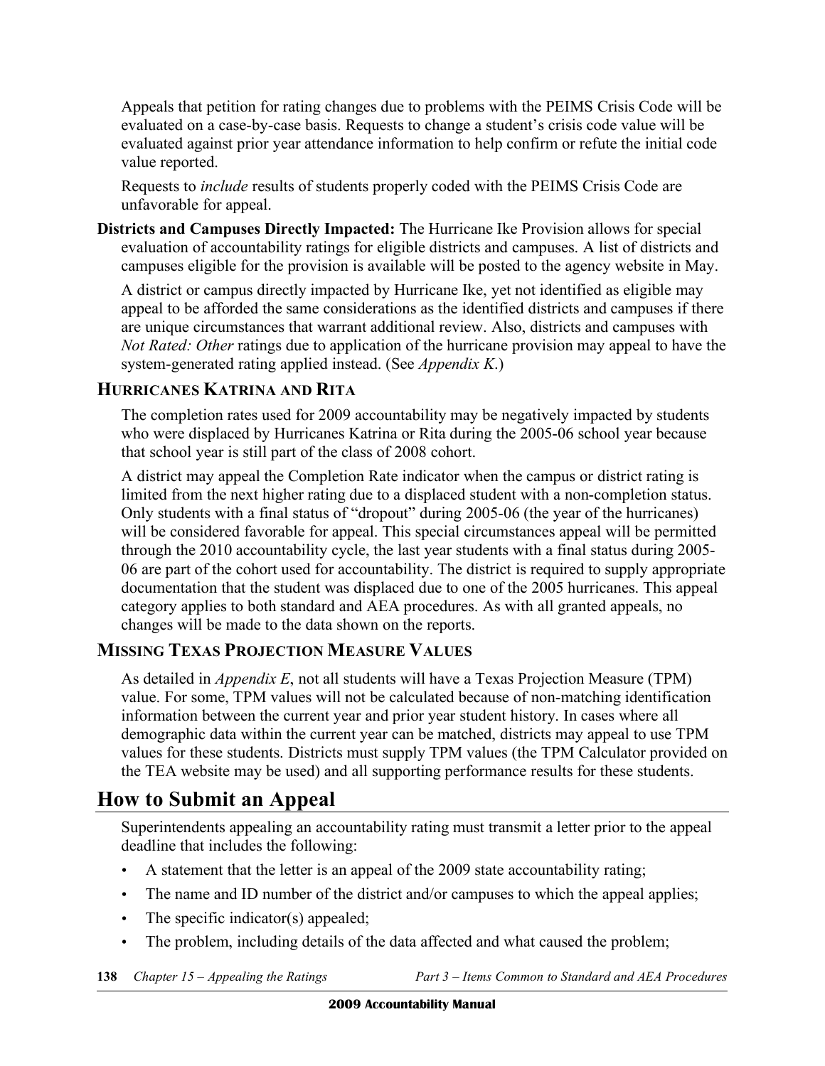Appeals that petition for rating changes due to problems with the PEIMS Crisis Code will be evaluated on a case-by-case basis. Requests to change a student's crisis code value will be evaluated against prior year attendance information to help confirm or refute the initial code value reported.

Requests to *include* results of students properly coded with the PEIMS Crisis Code are unfavorable for appeal.

**Districts and Campuses Directly Impacted:** The Hurricane Ike Provision allows for special evaluation of accountability ratings for eligible districts and campuses. A list of districts and campuses eligible for the provision is available will be posted to the agency website in May.

A district or campus directly impacted by Hurricane Ike, yet not identified as eligible may appeal to be afforded the same considerations as the identified districts and campuses if there are unique circumstances that warrant additional review. Also, districts and campuses with *Not Rated: Other* ratings due to application of the hurricane provision may appeal to have the system-generated rating applied instead. (See *Appendix K*.)

### Hurricanes Katrina and Rita

The completion rates used for 2009 accountability may be negatively impacted by students who were displaced by Hurricanes Katrina or Rita during the 2005-06 school year because that school year is still part of the class of 2008 cohort.

A district may appeal the Completion Rate indicator when the campus or district rating is limited from the next higher rating due to a displaced student with a non-completion status. Only students with a final status of "dropout" during 2005-06 (the year of the hurricanes) will be considered favorable for appeal. This special circumstances appeal will be permitted through the 2010 accountability cycle, the last year students with a final status during 2005-06 are part of the cohort used for accountability. The district is required to supply appropriate documentation that the student was displaced due to one of the 2005 hurricanes. This appeal category applies to both standard and AEA procedures. As with all granted appeals, no changes will be made to the data shown on the reports.

### Missing Texas Projection Measure Values

As detailed in *Appendix E*, not all students will have a Texas Projection Measure (TPM) value. For some, TPM values will not be calculated because of non-matching identification information between the current year and prior year student history. In cases where all demographic data within the current year can be matched, districts may appeal to use TPM values for these students. Districts must supply TPM values (the TPM Calculator provided on the TEA website may be used) and all supporting performance results for these students.

## How to Submit an Appeal

Superintendents appealing an accountability rating must transmit a letter prior to the appeal deadline that includes the following:

- A statement that the letter is an appeal of the 2009 state accountability rating;
- The name and ID number of the district and/or campuses to which the appeal applies;
- The specific indicator(s) appealed;
- The problem, including details of the data affected and what caused the problem;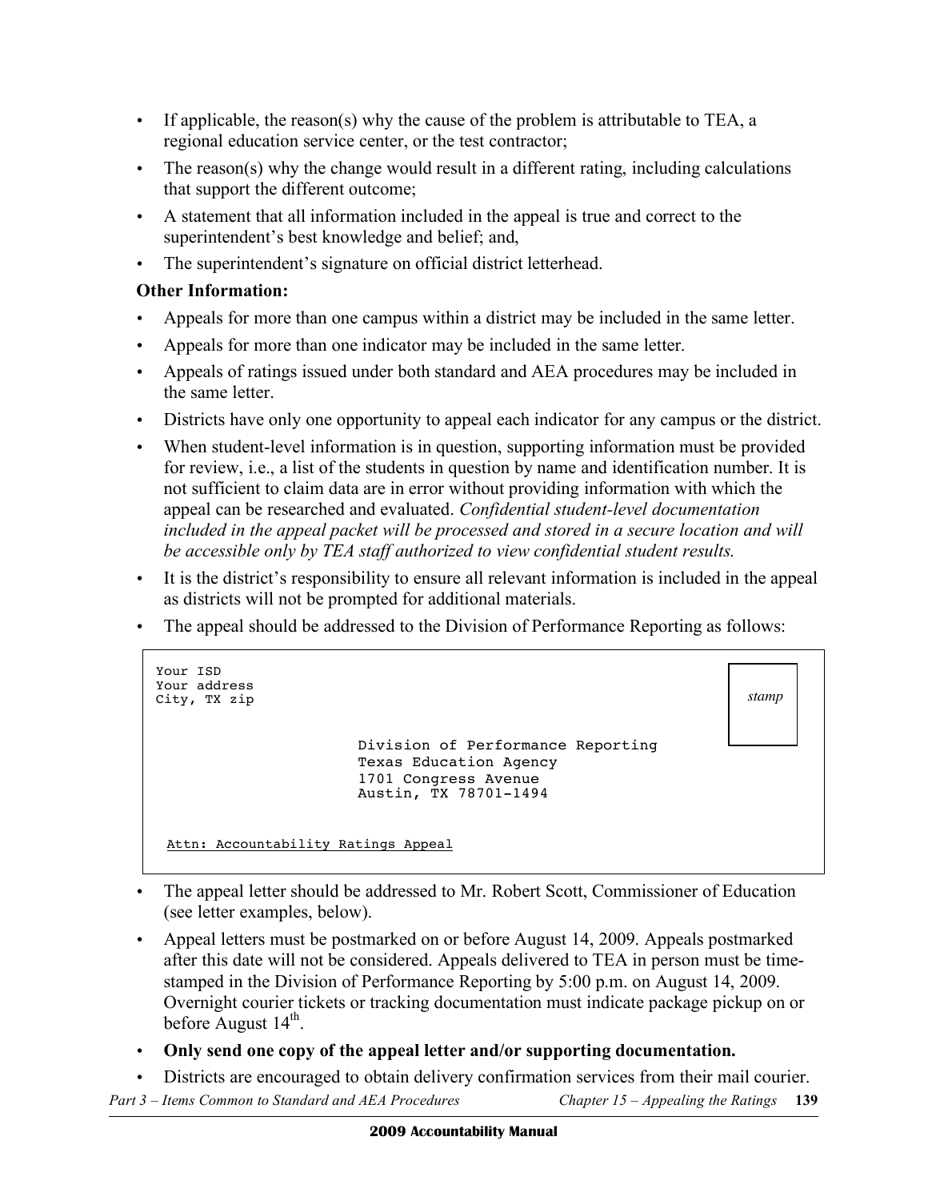- If applicable, the reason(s) why the cause of the problem is attributable to TEA, a regional education service center, or the test contractor;
- The reason(s) why the change would result in a different rating, including calculations that support the different outcome;
- A statement that all information included in the appeal is true and correct to the superintendent's best knowledge and belief; and,
- The superintendent's signature on official district letterhead.

**Other Information:**

- Appeals for more than one campus within a district may be included in the same letter.
- Appeals for more than one indicator may be included in the same letter.
- Appeals of ratings issued under both standard and AEA procedures may be included in the same letter.
- Districts have only one opportunity to appeal each indicator for any campus or the district.
- When student-level information is in question, supporting information must be provided for review, i.e., a list of the students in question by name and identification number. It is not sufficient to claim data are in error without providing information with which the appeal can be researched and evaluated. *Confidential student-level documentation included in the appeal packet will be processed and stored in a secure location and will be accessible only by TEA staff authorized to view confidential student results.*
- It is the district's responsibility to ensure all relevant information is included in the appeal as districts will not be prompted for additional materials.
- The appeal should be addressed to the Division of Performance Reporting as follows:

```
Your ISD
Your address
City, TX zip                                                        stamp

                    Division of Performance Reporting
                    Texas Education Agency
                    1701 Congress Avenue
                    Austin, TX 78701-1494


 Attn: Accountability Ratings Appeal
```

- The appeal letter should be addressed to Mr. Robert Scott, Commissioner of Education (see letter examples, below).
- Appeal letters must be postmarked on or before August 14, 2009. Appeals postmarked after this date will not be considered. Appeals delivered to TEA in person must be time-stamped in the Division of Performance Reporting by 5:00 p.m. on August 14, 2009. Overnight courier tickets or tracking documentation must indicate package pickup on or before August 14th.
- **Only send one copy of the appeal letter and/or supporting documentation.**
- Districts are encouraged to obtain delivery confirmation services from their mail courier.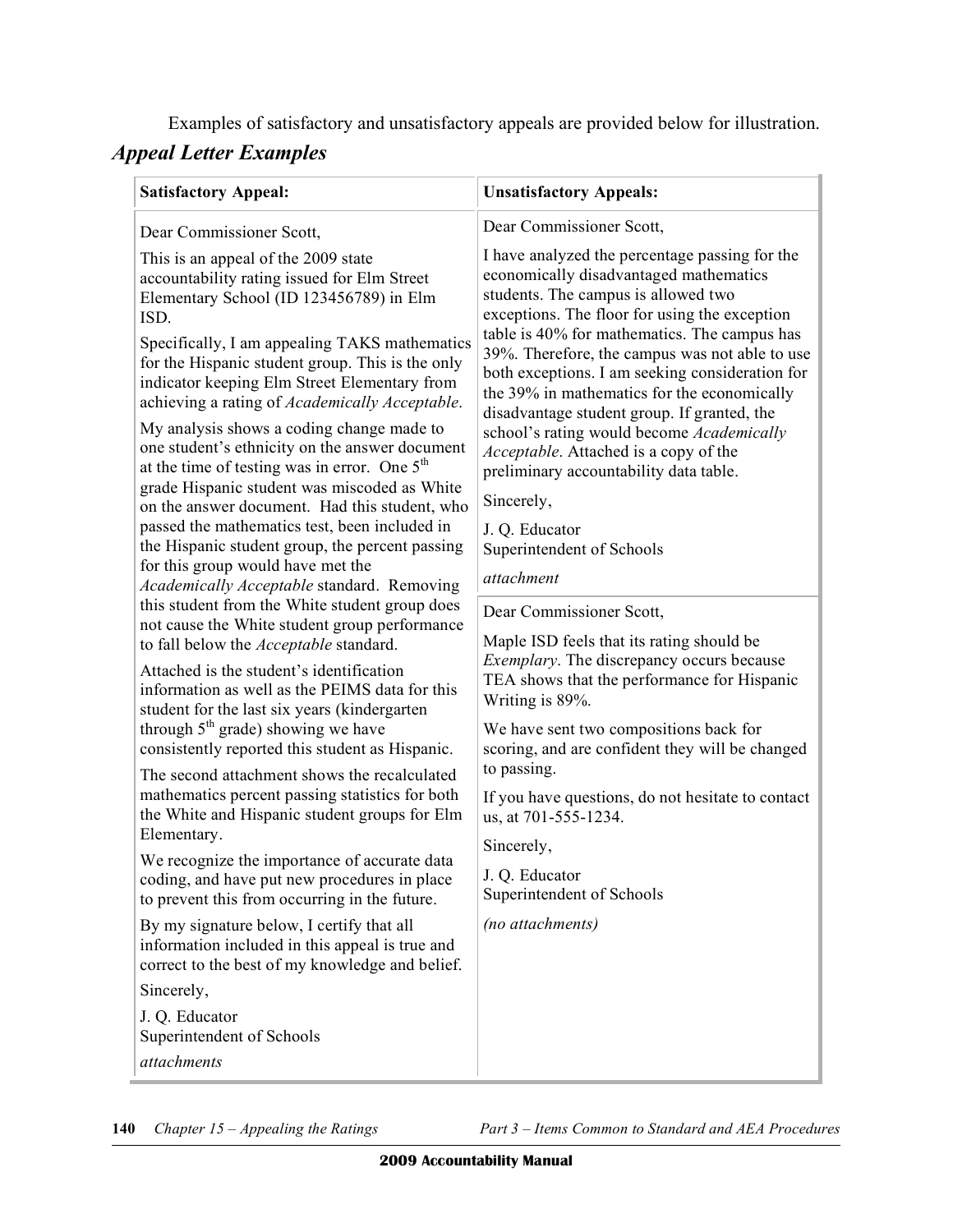Examples of satisfactory and unsatisfactory appeals are provided below for illustration.

## *Appeal Letter Examples*

| Satisfactory Appeal: | Unsatisfactory Appeals: |
| --- | --- |
| Dear Commissioner Scott,<br><br>This is an appeal of the 2009 state accountability rating issued for Elm Street Elementary School (ID 123456789) in Elm ISD.<br><br>Specifically, I am appealing TAKS mathematics for the Hispanic student group. This is the only indicator keeping Elm Street Elementary from achieving a rating of *Academically Acceptable*.<br><br>My analysis shows a coding change made to one student's ethnicity on the answer document at the time of testing was in error. One 5th grade Hispanic student was miscoded as White on the answer document. Had this student, who passed the mathematics test, been included in the Hispanic student group, the percent passing for this group would have met the *Academically Acceptable* standard. Removing this student from the White student group does not cause the White student group performance to fall below the *Acceptable* standard.<br><br>Attached is the student's identification information as well as the PEIMS data for this student for the last six years (kindergarten through 5th grade) showing we have consistently reported this student as Hispanic.<br><br>The second attachment shows the recalculated mathematics percent passing statistics for both the White and Hispanic student groups for Elm Elementary.<br><br>We recognize the importance of accurate data coding, and have put new procedures in place to prevent this from occurring in the future.<br><br>By my signature below, I certify that all information included in this appeal is true and correct to the best of my knowledge and belief.<br><br>Sincerely,<br><br>J. Q. Educator<br>Superintendent of Schools<br><br>*attachments* | Dear Commissioner Scott,<br><br>I have analyzed the percentage passing for the economically disadvantaged mathematics students. The campus is allowed two exceptions. The floor for using the exception table is 40% for mathematics. The campus has 39%. Therefore, the campus was not able to use both exceptions. I am seeking consideration for the 39% in mathematics for the economically disadvantage student group. If granted, the school's rating would become *Academically Acceptable*. Attached is a copy of the preliminary accountability data table.<br><br>Sincerely,<br><br>J. Q. Educator<br>Superintendent of Schools<br><br>*attachment*<br><br>---<br><br>Dear Commissioner Scott,<br><br>Maple ISD feels that its rating should be *Exemplary*. The discrepancy occurs because TEA shows that the performance for Hispanic Writing is 89%.<br><br>We have sent two compositions back for scoring, and are confident they will be changed to passing.<br><br>If you have questions, do not hesitate to contact us, at 701-555-1234.<br><br>Sincerely,<br><br>J. Q. Educator<br>Superintendent of Schools<br><br>*(no attachments)* |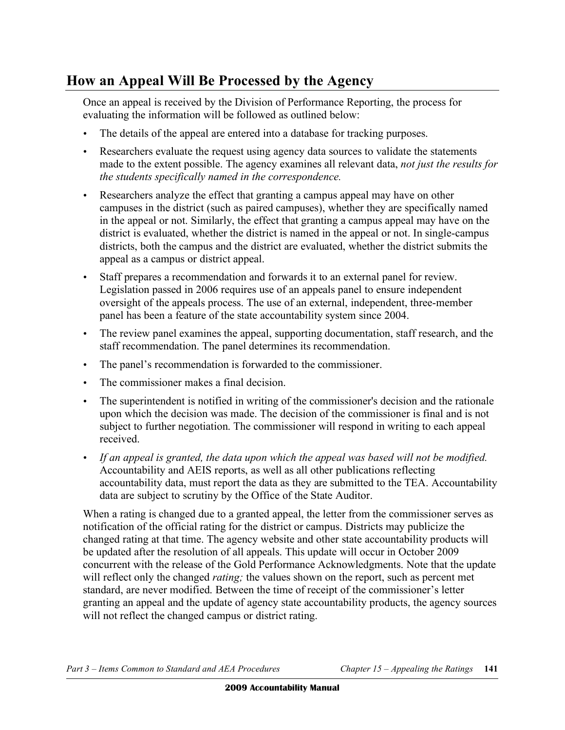## How an Appeal Will Be Processed by the Agency

Once an appeal is received by the Division of Performance Reporting, the process for evaluating the information will be followed as outlined below:

- The details of the appeal are entered into a database for tracking purposes.
- Researchers evaluate the request using agency data sources to validate the statements made to the extent possible. The agency examines all relevant data, *not just the results for the students specifically named in the correspondence.*
- Researchers analyze the effect that granting a campus appeal may have on other campuses in the district (such as paired campuses), whether they are specifically named in the appeal or not. Similarly, the effect that granting a campus appeal may have on the district is evaluated, whether the district is named in the appeal or not. In single-campus districts, both the campus and the district are evaluated, whether the district submits the appeal as a campus or district appeal.
- Staff prepares a recommendation and forwards it to an external panel for review. Legislation passed in 2006 requires use of an appeals panel to ensure independent oversight of the appeals process. The use of an external, independent, three-member panel has been a feature of the state accountability system since 2004.
- The review panel examines the appeal, supporting documentation, staff research, and the staff recommendation. The panel determines its recommendation.
- The panel's recommendation is forwarded to the commissioner.
- The commissioner makes a final decision.
- The superintendent is notified in writing of the commissioner's decision and the rationale upon which the decision was made. The decision of the commissioner is final and is not subject to further negotiation. The commissioner will respond in writing to each appeal received.
- *If an appeal is granted, the data upon which the appeal was based will not be modified.* Accountability and AEIS reports, as well as all other publications reflecting accountability data, must report the data as they are submitted to the TEA. Accountability data are subject to scrutiny by the Office of the State Auditor.

When a rating is changed due to a granted appeal, the letter from the commissioner serves as notification of the official rating for the district or campus. Districts may publicize the changed rating at that time. The agency website and other state accountability products will be updated after the resolution of all appeals. This update will occur in October 2009 concurrent with the release of the Gold Performance Acknowledgments. Note that the update will reflect only the changed *rating;* the values shown on the report, such as percent met standard, are never modified. Between the time of receipt of the commissioner's letter granting an appeal and the update of agency state accountability products, the agency sources will not reflect the changed campus or district rating.